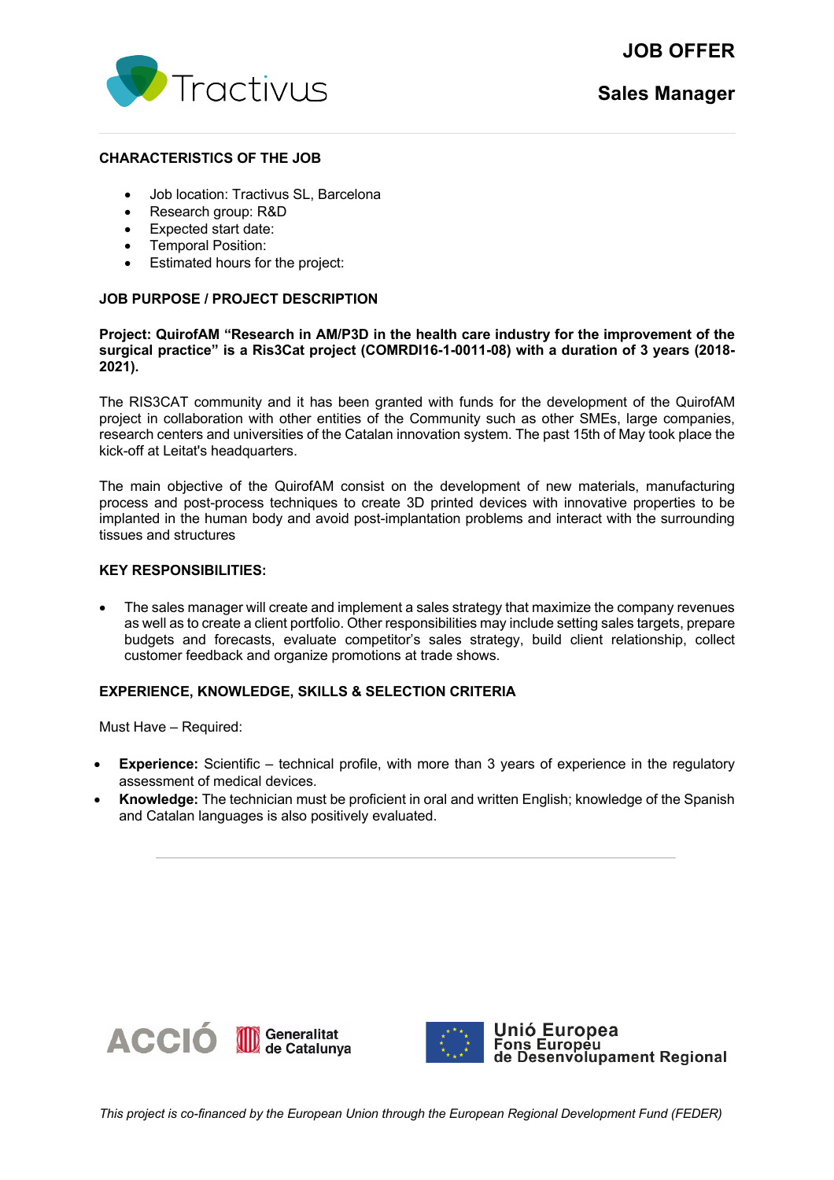# JOB OFFER

## Sales Manager

### CHARACTERISTICS OF THE JOB

- Job location: Tractivus SL, Barcelona
- Research group: R&D
- Expected start date:
- Temporal Position:
- Estimated hours for the project:

### JOB PURPOSE / PROJECT DESCRIPTION

**Project: QuirofAM "Research in AM/P3D in the health care industry for the improvement of the surgical practice" is a Ris3Cat project (COMRDI16-1-0011-08) with a duration of 3 years (2018-2021).**

The RIS3CAT community and it has been granted with funds for the development of the QuirofAM project in collaboration with other entities of the Community such as other SMEs, large companies, research centers and universities of the Catalan innovation system. The past 15th of May took place the kick-off at Leitat's headquarters.

The main objective of the QuirofAM consist on the development of new materials, manufacturing process and post-process techniques to create 3D printed devices with innovative properties to be implanted in the human body and avoid post-implantation problems and interact with the surrounding tissues and structures

### KEY RESPONSIBILITIES:

- The sales manager will create and implement a sales strategy that maximize the company revenues as well as to create a client portfolio. Other responsibilities may include setting sales targets, prepare budgets and forecasts, evaluate competitor's sales strategy, build client relationship, collect customer feedback and organize promotions at trade shows.

### EXPERIENCE, KNOWLEDGE, SKILLS & SELECTION CRITERIA

Must Have – Required:

- **Experience:** Scientific – technical profile, with more than 3 years of experience in the regulatory assessment of medical devices.
- **Knowledge:** The technician must be proficient in oral and written English; knowledge of the Spanish and Catalan languages is also positively evaluated.

---

ACCIÓ Generalitat de Catalunya

Unió Europea Fons Europeu de Desenvolupament Regional

*This project is co-financed by the European Union through the European Regional Development Fund (FEDER)*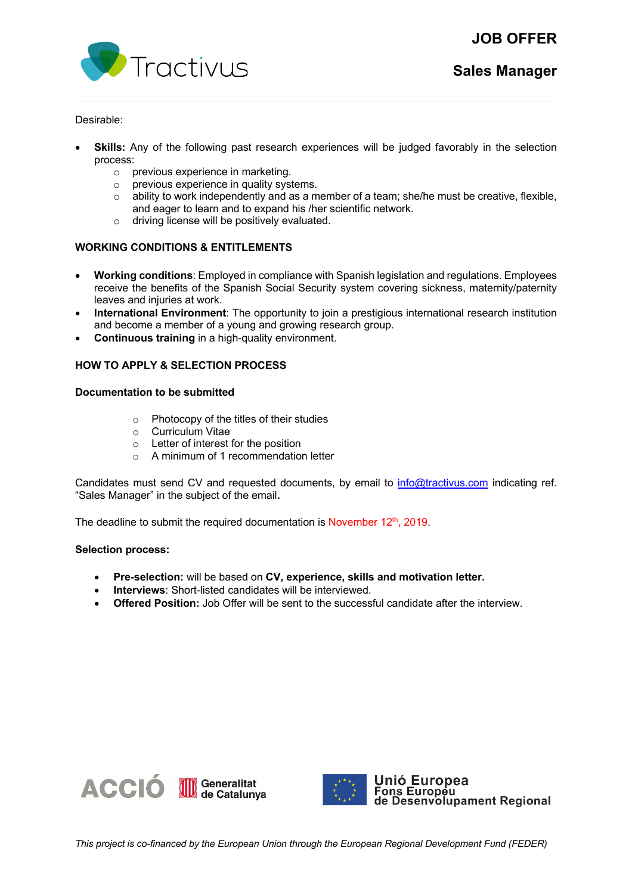Desirable:

- **Skills:** Any of the following past research experiences will be judged favorably in the selection process:
  - previous experience in marketing.
  - previous experience in quality systems.
  - ability to work independently and as a member of a team; she/he must be creative, flexible, and eager to learn and to expand his /her scientific network.
  - driving license will be positively evaluated.

## WORKING CONDITIONS & ENTITLEMENTS

- **Working conditions**: Employed in compliance with Spanish legislation and regulations. Employees receive the benefits of the Spanish Social Security system covering sickness, maternity/paternity leaves and injuries at work.
- **International Environment**: The opportunity to join a prestigious international research institution and become a member of a young and growing research group.
- **Continuous training** in a high-quality environment.

## HOW TO APPLY & SELECTION PROCESS

### Documentation to be submitted

- Photocopy of the titles of their studies
- Curriculum Vitae
- Letter of interest for the position
- A minimum of 1 recommendation letter

Candidates must send CV and requested documents, by email to info@tractivus.com indicating ref. “Sales Manager” in the subject of the email**.**

The deadline to submit the required documentation is November 12th, 2019.

### Selection process:

- **Pre-selection:** will be based on **CV, experience, skills and motivation letter.**
- **Interviews**: Short-listed candidates will be interviewed.
- **Offered Position:** Job Offer will be sent to the successful candidate after the interview.

ACCIÓ Generalitat de Catalunya

Unió Europea
Fons Europeu de Desenvolupament Regional

*This project is co-financed by the European Union through the European Regional Development Fund (FEDER)*